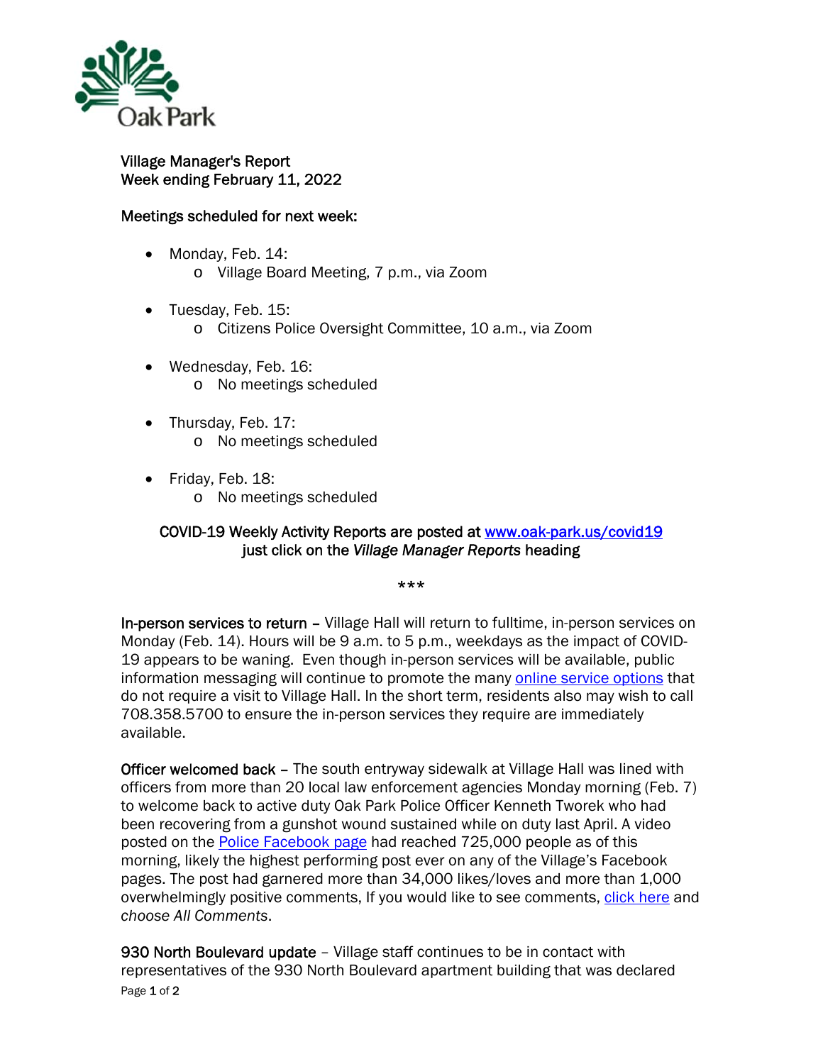Oak Park

# Village Manager's Report
## Week ending February 11, 2022

### Meetings scheduled for next week:

- Monday, Feb. 14:
  - Village Board Meeting, 7 p.m., via Zoom
- Tuesday, Feb. 15:
  - Citizens Police Oversight Committee, 10 a.m., via Zoom
- Wednesday, Feb. 16:
  - No meetings scheduled
- Thursday, Feb. 17:
  - No meetings scheduled
- Friday, Feb. 18:
  - No meetings scheduled

COVID-19 Weekly Activity Reports are posted at [www.oak-park.us/covid19](www.oak-park.us/covid19) just click on the *Village Manager Reports* heading

\*\*\*

**In-person services to return** – Village Hall will return to fulltime, in-person services on Monday (Feb. 14). Hours will be 9 a.m. to 5 p.m., weekdays as the impact of COVID-19 appears to be waning. Even though in-person services will be available, public information messaging will continue to promote the many [online service options]() that do not require a visit to Village Hall. In the short term, residents also may wish to call 708.358.5700 to ensure the in-person services they require are immediately available.

**Officer welcomed back** – The south entryway sidewalk at Village Hall was lined with officers from more than 20 local law enforcement agencies Monday morning (Feb. 7) to welcome back to active duty Oak Park Police Officer Kenneth Tworek who had been recovering from a gunshot wound sustained while on duty last April. A video posted on the [Police Facebook page]() had reached 725,000 people as of this morning, likely the highest performing post ever on any of the Village's Facebook pages. The post had garnered more than 34,000 likes/loves and more than 1,000 overwhelmingly positive comments, If you would like to see comments, [click here]() and *choose All Comments*.

**930 North Boulevard update** – Village staff continues to be in contact with representatives of the 930 North Boulevard apartment building that was declared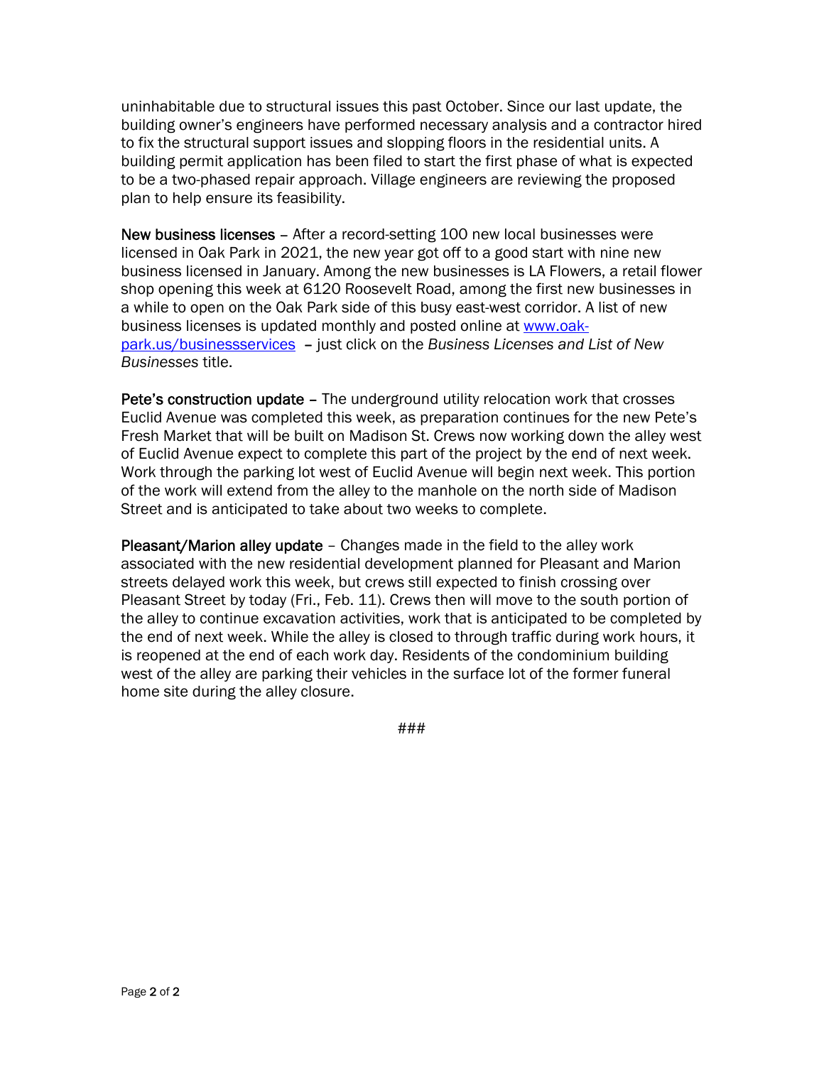uninhabitable due to structural issues this past October. Since our last update, the building owner's engineers have performed necessary analysis and a contractor hired to fix the structural support issues and slopping floors in the residential units. A building permit application has been filed to start the first phase of what is expected to be a two-phased repair approach. Village engineers are reviewing the proposed plan to help ensure its feasibility.

New business licenses – After a record-setting 100 new local businesses were licensed in Oak Park in 2021, the new year got off to a good start with nine new business licensed in January. Among the new businesses is LA Flowers, a retail flower shop opening this week at 6120 Roosevelt Road, among the first new businesses in a while to open on the Oak Park side of this busy east-west corridor. A list of new business licenses is updated monthly and posted online at [www.oak-park.us/businessservices](www.oak-park.us/businessservices) – just click on the *Business Licenses and List of New Businesses* title.

Pete's construction update – The underground utility relocation work that crosses Euclid Avenue was completed this week, as preparation continues for the new Pete's Fresh Market that will be built on Madison St. Crews now working down the alley west of Euclid Avenue expect to complete this part of the project by the end of next week. Work through the parking lot west of Euclid Avenue will begin next week. This portion of the work will extend from the alley to the manhole on the north side of Madison Street and is anticipated to take about two weeks to complete.

Pleasant/Marion alley update – Changes made in the field to the alley work associated with the new residential development planned for Pleasant and Marion streets delayed work this week, but crews still expected to finish crossing over Pleasant Street by today (Fri., Feb. 11). Crews then will move to the south portion of the alley to continue excavation activities, work that is anticipated to be completed by the end of next week. While the alley is closed to through traffic during work hours, it is reopened at the end of each work day. Residents of the condominium building west of the alley are parking their vehicles in the surface lot of the former funeral home site during the alley closure.

###